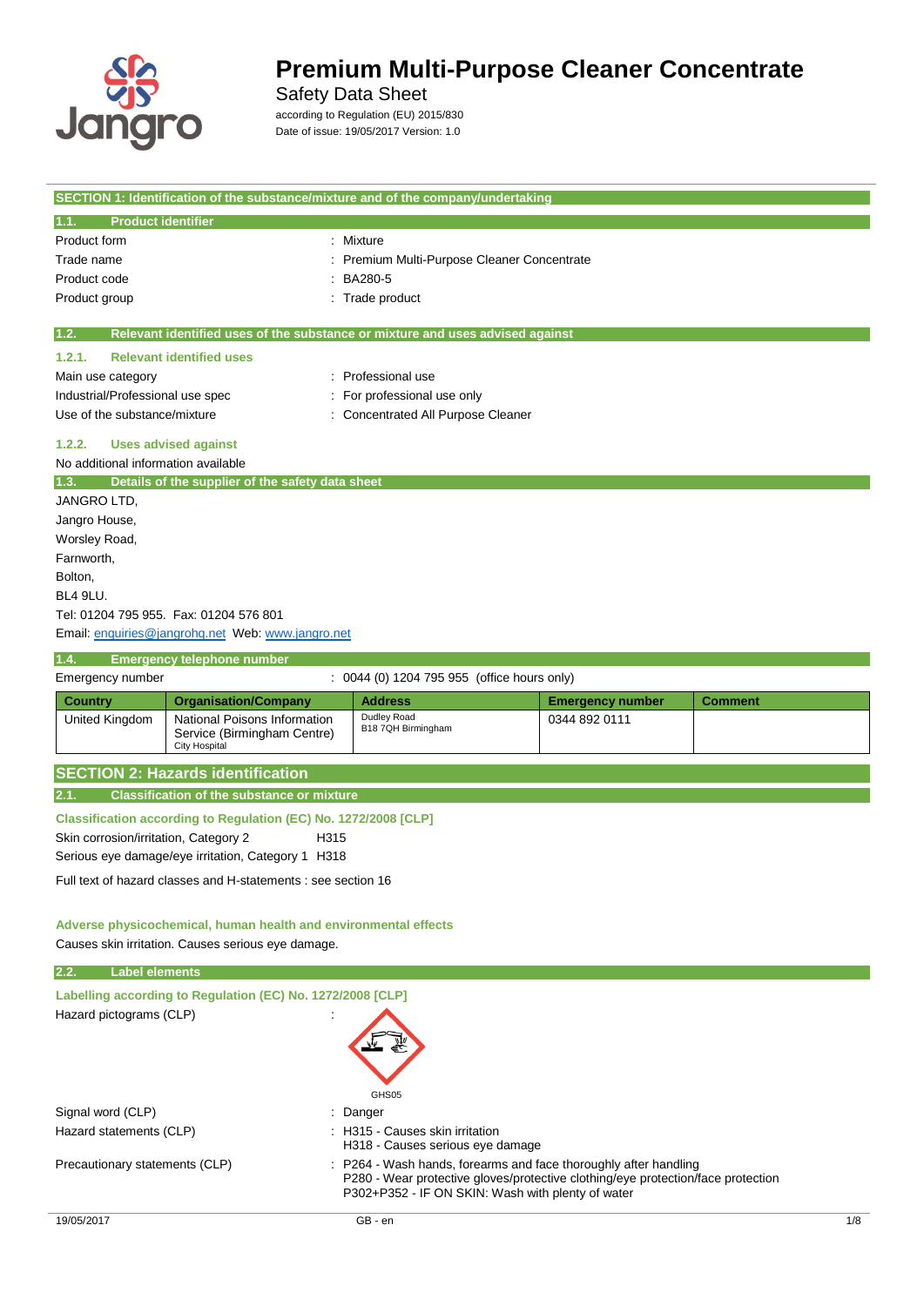# Premium Multi-Purpose Cleaner Concentrate

Safety Data Sheet

according to Regulation (EU) 2015/830

Date of issue: 19/05/2017 Version: 1.0

## SECTION 1: Identification of the substance/mixture and of the company/undertaking

### 1.1. Product identifier

Product form : Mixture

Trade name : Premium Multi-Purpose Cleaner Concentrate

Product code : BA280-5

Product group : Trade product

### 1.2. Relevant identified uses of the substance or mixture and uses advised against

#### 1.2.1. Relevant identified uses

Main use category : Professional use

Industrial/Professional use spec : For professional use only

Use of the substance/mixture : Concentrated All Purpose Cleaner

#### 1.2.2. Uses advised against

No additional information available

### 1.3. Details of the supplier of the safety data sheet

JANGRO LTD,
Jangro House,
Worsley Road,
Farnworth,
Bolton,
BL4 9LU.
Tel: 01204 795 955. Fax: 01204 576 801
Email: enquiries@jangrohq.net Web: www.jangro.net

### 1.4. Emergency telephone number

Emergency number : 0044 (0) 1204 795 955 (office hours only)

| Country | Organisation/Company | Address | Emergency number | Comment |
|---|---|---|---|---|
| United Kingdom | National Poisons Information Service (Birmingham Centre) City Hospital | Dudley Road B18 7QH Birmingham | 0344 892 0111 | |

## SECTION 2: Hazards identification

### 2.1. Classification of the substance or mixture

**Classification according to Regulation (EC) No. 1272/2008 [CLP]**

Skin corrosion/irritation, Category 2 H315

Serious eye damage/eye irritation, Category 1 H318

Full text of hazard classes and H-statements : see section 16

**Adverse physicochemical, human health and environmental effects**

Causes skin irritation. Causes serious eye damage.

### 2.2. Label elements

**Labelling according to Regulation (EC) No. 1272/2008 [CLP]**

Hazard pictograms (CLP) :

GHS05

Signal word (CLP) : Danger

Hazard statements (CLP) : H315 - Causes skin irritation
H318 - Causes serious eye damage

Precautionary statements (CLP) : P264 - Wash hands, forearms and face thoroughly after handling
P280 - Wear protective gloves/protective clothing/eye protection/face protection
P302+P352 - IF ON SKIN: Wash with plenty of water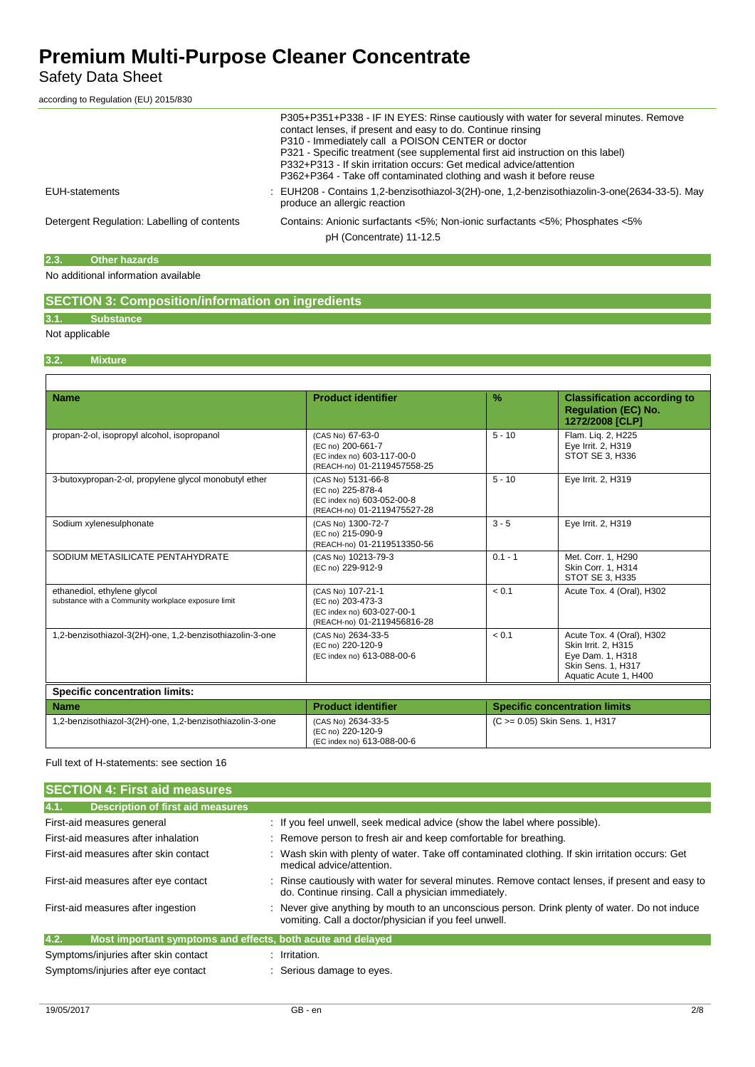| | |
|---|---|
| | P305+P351+P338 - IF IN EYES: Rinse cautiously with water for several minutes. Remove contact lenses, if present and easy to do. Continue rinsing<br>P310 - Immediately call a POISON CENTER or doctor<br>P321 - Specific treatment (see supplemental first aid instruction on this label)<br>P332+P313 - If skin irritation occurs: Get medical advice/attention<br>P362+P364 - Take off contaminated clothing and wash it before reuse |
| EUH-statements | : EUH208 - Contains 1,2-benzisothiazol-3(2H)-one, 1,2-benzisothiazolin-3-one(2634-33-5). May produce an allergic reaction |
| Detergent Regulation: Labelling of contents | Contains: Anionic surfactants <5%; Non-ionic surfactants <5%; Phosphates <5%<br>pH (Concentrate) 11-12.5 |

### 2.3. Other hazards

No additional information available

## SECTION 3: Composition/information on ingredients

### 3.1. Substance

Not applicable

### 3.2. Mixture

| Name | Product identifier | % | Classification according to Regulation (EC) No. 1272/2008 [CLP] |
|---|---|---|---|
| propan-2-ol, isopropyl alcohol, isopropanol | (CAS No) 67-63-0<br>(EC no) 200-661-7<br>(EC index no) 603-117-00-0<br>(REACH-no) 01-2119457558-25 | 5 - 10 | Flam. Liq. 2, H225<br>Eye Irrit. 2, H319<br>STOT SE 3, H336 |
| 3-butoxypropan-2-ol, propylene glycol monobutyl ether | (CAS No) 5131-66-8<br>(EC no) 225-878-4<br>(EC index no) 603-052-00-8<br>(REACH-no) 01-2119475527-28 | 5 - 10 | Eye Irrit. 2, H319 |
| Sodium xylenesulphonate | (CAS No) 1300-72-7<br>(EC no) 215-090-9<br>(REACH-no) 01-2119513350-56 | 3 - 5 | Eye Irrit. 2, H319 |
| SODIUM METASILICATE PENTAHYDRATE | (CAS No) 10213-79-3<br>(EC no) 229-912-9 | 0.1 - 1 | Met. Corr. 1, H290<br>Skin Corr. 1, H314<br>STOT SE 3, H335 |
| ethanediol, ethylene glycol<br>substance with a Community workplace exposure limit | (CAS No) 107-21-1<br>(EC no) 203-473-3<br>(EC index no) 603-027-00-1<br>(REACH-no) 01-2119456816-28 | < 0.1 | Acute Tox. 4 (Oral), H302 |
| 1,2-benzisothiazol-3(2H)-one, 1,2-benzisothiazolin-3-one | (CAS No) 2634-33-5<br>(EC no) 220-120-9<br>(EC index no) 613-088-00-6 | < 0.1 | Acute Tox. 4 (Oral), H302<br>Skin Irrit. 2, H315<br>Eye Dam. 1, H318<br>Skin Sens. 1, H317<br>Aquatic Acute 1, H400 |

**Specific concentration limits:**

| Name | Product identifier | Specific concentration limits |
|---|---|---|
| 1,2-benzisothiazol-3(2H)-one, 1,2-benzisothiazolin-3-one | (CAS No) 2634-33-5<br>(EC no) 220-120-9<br>(EC index no) 613-088-00-6 | (C >= 0.05) Skin Sens. 1, H317 |

Full text of H-statements: see section 16

## SECTION 4: First aid measures

### 4.1. Description of first aid measures

| | |
|---|---|
| First-aid measures general | : If you feel unwell, seek medical advice (show the label where possible). |
| First-aid measures after inhalation | : Remove person to fresh air and keep comfortable for breathing. |
| First-aid measures after skin contact | : Wash skin with plenty of water. Take off contaminated clothing. If skin irritation occurs: Get medical advice/attention. |
| First-aid measures after eye contact | : Rinse cautiously with water for several minutes. Remove contact lenses, if present and easy to do. Continue rinsing. Call a physician immediately. |
| First-aid measures after ingestion | : Never give anything by mouth to an unconscious person. Drink plenty of water. Do not induce vomiting. Call a doctor/physician if you feel unwell. |

### 4.2. Most important symptoms and effects, both acute and delayed

| | |
|---|---|
| Symptoms/injuries after skin contact | : Irritation. |
| Symptoms/injuries after eye contact | : Serious damage to eyes. |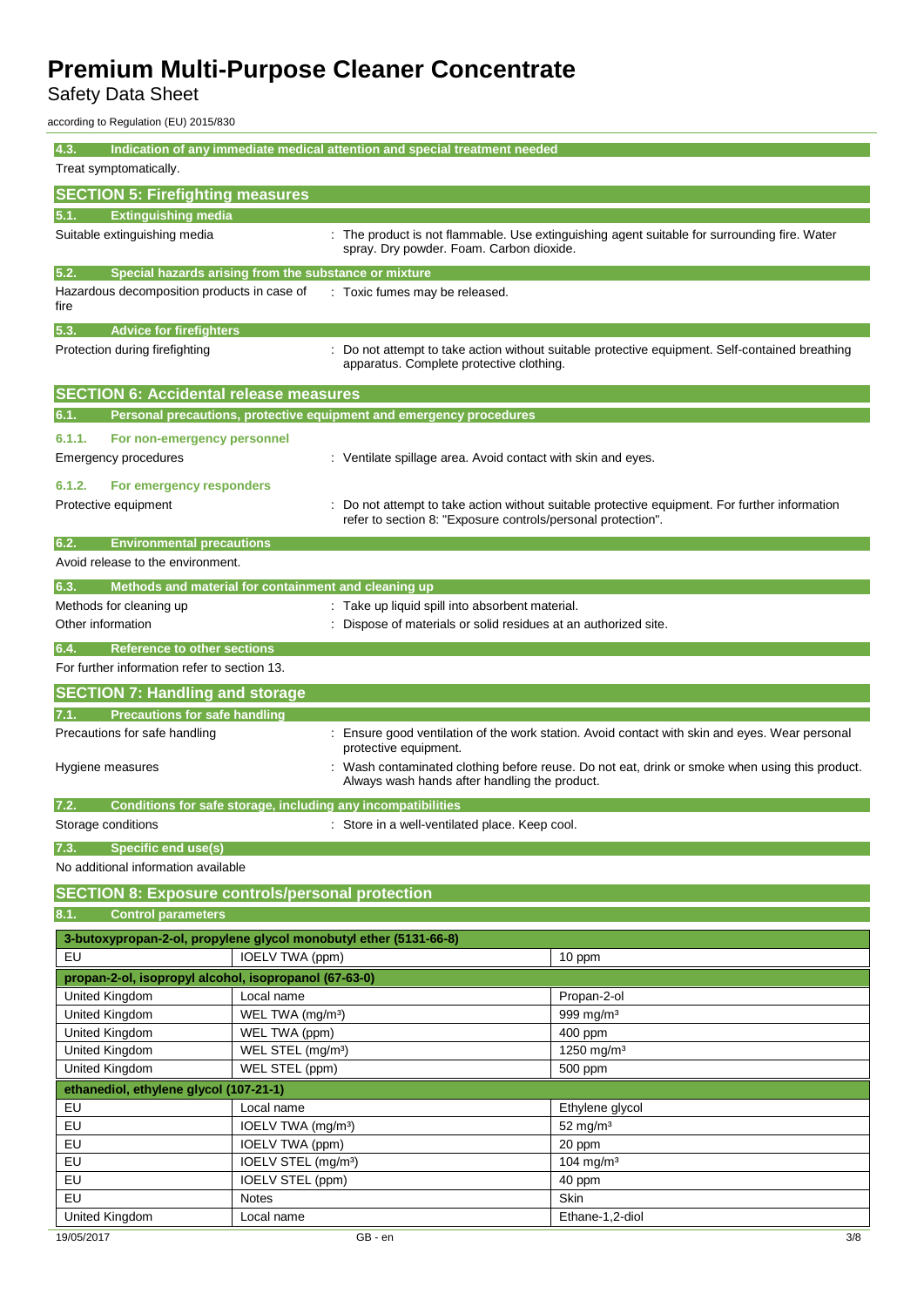### 4.3. Indication of any immediate medical attention and special treatment needed

Treat symptomatically.

## SECTION 5: Firefighting measures

### 5.1. Extinguishing media

Suitable extinguishing media : The product is not flammable. Use extinguishing agent suitable for surrounding fire. Water spray. Dry powder. Foam. Carbon dioxide.

### 5.2. Special hazards arising from the substance or mixture

Hazardous decomposition products in case of fire : Toxic fumes may be released.

### 5.3. Advice for firefighters

Protection during firefighting : Do not attempt to take action without suitable protective equipment. Self-contained breathing apparatus. Complete protective clothing.

## SECTION 6: Accidental release measures

### 6.1. Personal precautions, protective equipment and emergency procedures

#### 6.1.1. For non-emergency personnel

Emergency procedures : Ventilate spillage area. Avoid contact with skin and eyes.

#### 6.1.2. For emergency responders

Protective equipment : Do not attempt to take action without suitable protective equipment. For further information refer to section 8: "Exposure controls/personal protection".

### 6.2. Environmental precautions

Avoid release to the environment.

### 6.3. Methods and material for containment and cleaning up

Methods for cleaning up : Take up liquid spill into absorbent material.

Other information : Dispose of materials or solid residues at an authorized site.

### 6.4. Reference to other sections

For further information refer to section 13.

## SECTION 7: Handling and storage

### 7.1. Precautions for safe handling

Precautions for safe handling : Ensure good ventilation of the work station. Avoid contact with skin and eyes. Wear personal protective equipment.

Hygiene measures : Wash contaminated clothing before reuse. Do not eat, drink or smoke when using this product. Always wash hands after handling the product.

### 7.2. Conditions for safe storage, including any incompatibilities

Storage conditions : Store in a well-ventilated place. Keep cool.

### 7.3. Specific end use(s)

No additional information available

## SECTION 8: Exposure controls/personal protection

### 8.1. Control parameters

| 3-butoxypropan-2-ol, propylene glycol monobutyl ether (5131-66-8) | | |
|---|---|---|
| EU | IOELV TWA (ppm) | 10 ppm |

| propan-2-ol, isopropyl alcohol, isopropanol (67-63-0) | | |
|---|---|---|
| United Kingdom | Local name | Propan-2-ol |
| United Kingdom | WEL TWA (mg/m³) | 999 mg/m³ |
| United Kingdom | WEL TWA (ppm) | 400 ppm |
| United Kingdom | WEL STEL (mg/m³) | 1250 mg/m³ |
| United Kingdom | WEL STEL (ppm) | 500 ppm |

| ethanediol, ethylene glycol (107-21-1) | | |
|---|---|---|
| EU | Local name | Ethylene glycol |
| EU | IOELV TWA (mg/m³) | 52 mg/m³ |
| EU | IOELV TWA (ppm) | 20 ppm |
| EU | IOELV STEL (mg/m³) | 104 mg/m³ |
| EU | IOELV STEL (ppm) | 40 ppm |
| EU | Notes | Skin |
| United Kingdom | Local name | Ethane-1,2-diol |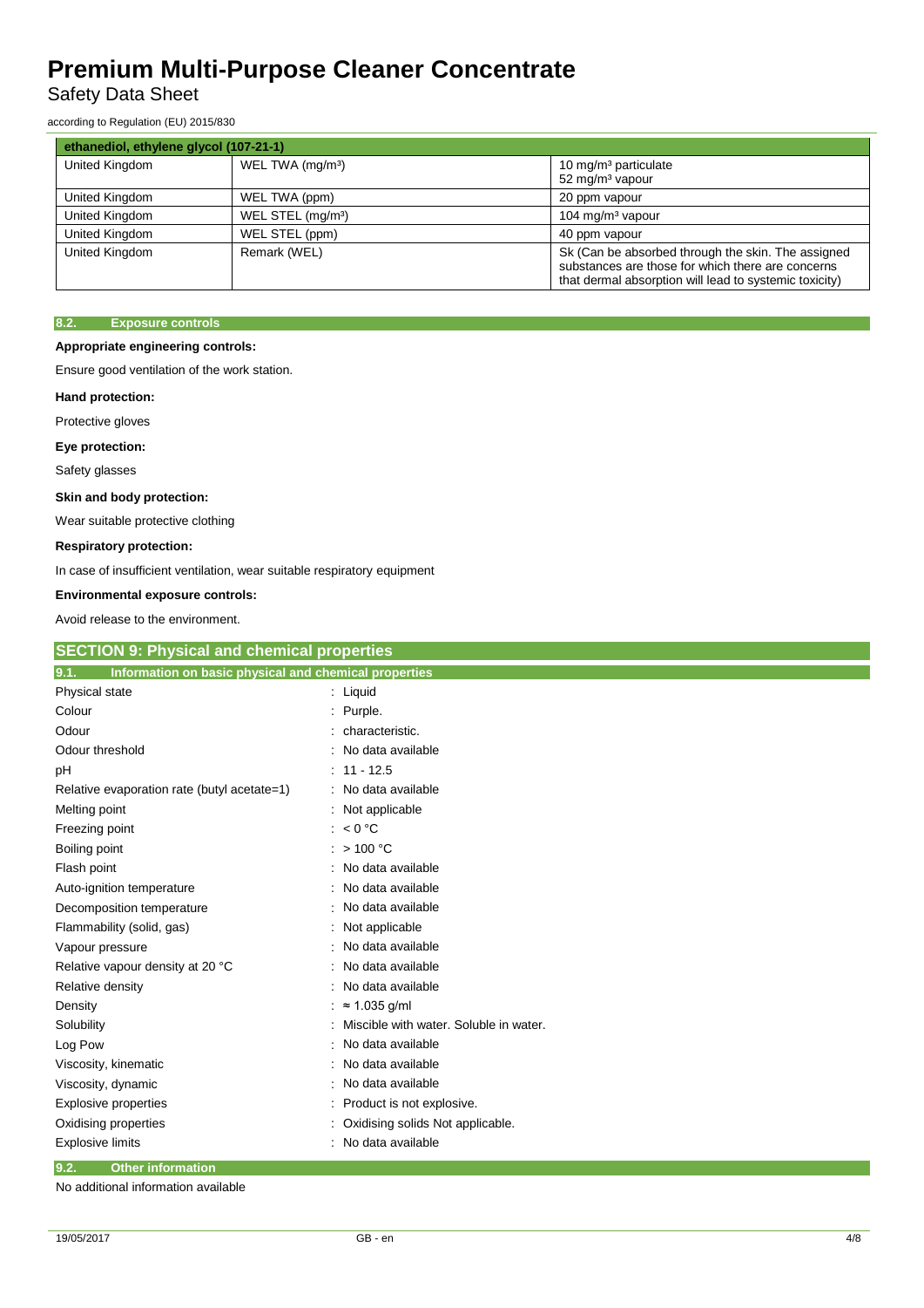| ethanediol, ethylene glycol (107-21-1) | | |
|---|---|---|
| United Kingdom | WEL TWA (mg/m³) | 10 mg/m³ particulate<br>52 mg/m³ vapour |
| United Kingdom | WEL TWA (ppm) | 20 ppm vapour |
| United Kingdom | WEL STEL (mg/m³) | 104 mg/m³ vapour |
| United Kingdom | WEL STEL (ppm) | 40 ppm vapour |
| United Kingdom | Remark (WEL) | Sk (Can be absorbed through the skin. The assigned substances are those for which there are concerns that dermal absorption will lead to systemic toxicity) |

### 8.2. Exposure controls

**Appropriate engineering controls:**

Ensure good ventilation of the work station.

**Hand protection:**

Protective gloves

**Eye protection:**

Safety glasses

**Skin and body protection:**

Wear suitable protective clothing

**Respiratory protection:**

In case of insufficient ventilation, wear suitable respiratory equipment

**Environmental exposure controls:**

Avoid release to the environment.

## SECTION 9: Physical and chemical properties

### 9.1. Information on basic physical and chemical properties

| | |
|---|---|
| Physical state | : Liquid |
| Colour | : Purple. |
| Odour | : characteristic. |
| Odour threshold | : No data available |
| pH | : 11 - 12.5 |
| Relative evaporation rate (butyl acetate=1) | : No data available |
| Melting point | : Not applicable |
| Freezing point | : < 0 °C |
| Boiling point | : > 100 °C |
| Flash point | : No data available |
| Auto-ignition temperature | : No data available |
| Decomposition temperature | : No data available |
| Flammability (solid, gas) | : Not applicable |
| Vapour pressure | : No data available |
| Relative vapour density at 20 °C | : No data available |
| Relative density | : No data available |
| Density | : ≈ 1.035 g/ml |
| Solubility | : Miscible with water. Soluble in water. |
| Log Pow | : No data available |
| Viscosity, kinematic | : No data available |
| Viscosity, dynamic | : No data available |
| Explosive properties | : Product is not explosive. |
| Oxidising properties | : Oxidising solids Not applicable. |
| Explosive limits | : No data available |

### 9.2. Other information

No additional information available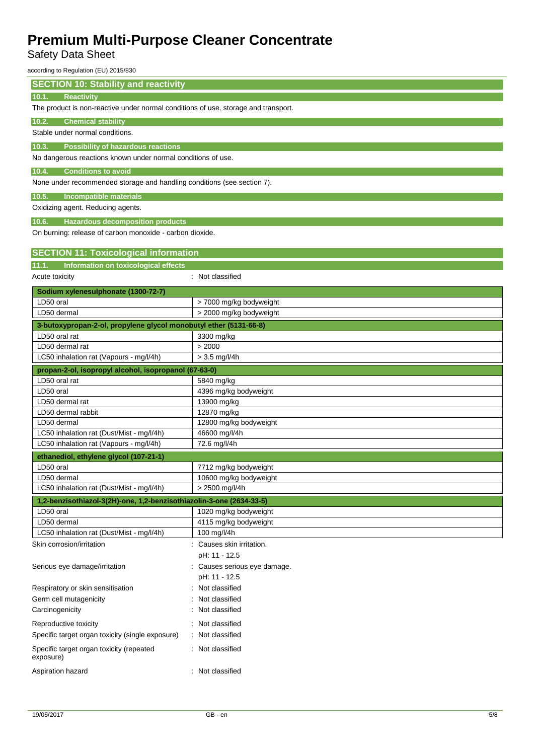## SECTION 10: Stability and reactivity

### 10.1. Reactivity

The product is non-reactive under normal conditions of use, storage and transport.

### 10.2. Chemical stability

Stable under normal conditions.

### 10.3. Possibility of hazardous reactions

No dangerous reactions known under normal conditions of use.

### 10.4. Conditions to avoid

None under recommended storage and handling conditions (see section 7).

### 10.5. Incompatible materials

Oxidizing agent. Reducing agents.

### 10.6. Hazardous decomposition products

On burning: release of carbon monoxide - carbon dioxide.

## SECTION 11: Toxicological information

### 11.1. Information on toxicological effects

Acute toxicity : Not classified

| **Sodium xylenesulphonate (1300-72-7)** | |
|---|---|
| LD50 oral | > 7000 mg/kg bodyweight |
| LD50 dermal | > 2000 mg/kg bodyweight |

| **3-butoxypropan-2-ol, propylene glycol monobutyl ether (5131-66-8)** | |
|---|---|
| LD50 oral rat | 3300 mg/kg |
| LD50 dermal rat | > 2000 |
| LC50 inhalation rat (Vapours - mg/l/4h) | > 3.5 mg/l/4h |

| **propan-2-ol, isopropyl alcohol, isopropanol (67-63-0)** | |
|---|---|
| LD50 oral rat | 5840 mg/kg |
| LD50 oral | 4396 mg/kg bodyweight |
| LD50 dermal rat | 13900 mg/kg |
| LD50 dermal rabbit | 12870 mg/kg |
| LD50 dermal | 12800 mg/kg bodyweight |
| LC50 inhalation rat (Dust/Mist - mg/l/4h) | 46600 mg/l/4h |
| LC50 inhalation rat (Vapours - mg/l/4h) | 72.6 mg/l/4h |

| **ethanediol, ethylene glycol (107-21-1)** | |
|---|---|
| LD50 oral | 7712 mg/kg bodyweight |
| LD50 dermal | 10600 mg/kg bodyweight |
| LC50 inhalation rat (Dust/Mist - mg/l/4h) | > 2500 mg/l/4h |

| **1,2-benzisothiazol-3(2H)-one, 1,2-benzisothiazolin-3-one (2634-33-5)** | |
|---|---|
| LD50 oral | 1020 mg/kg bodyweight |
| LD50 dermal | 4115 mg/kg bodyweight |
| LC50 inhalation rat (Dust/Mist - mg/l/4h) | 100 mg/l/4h |

Skin corrosion/irritation : Causes skin irritation.
pH: 11 - 12.5

Serious eye damage/irritation : Causes serious eye damage.
pH: 11 - 12.5

Respiratory or skin sensitisation : Not classified

Germ cell mutagenicity : Not classified

Carcinogenicity : Not classified

Reproductive toxicity : Not classified

Specific target organ toxicity (single exposure) : Not classified

Specific target organ toxicity (repeated exposure) : Not classified

Aspiration hazard : Not classified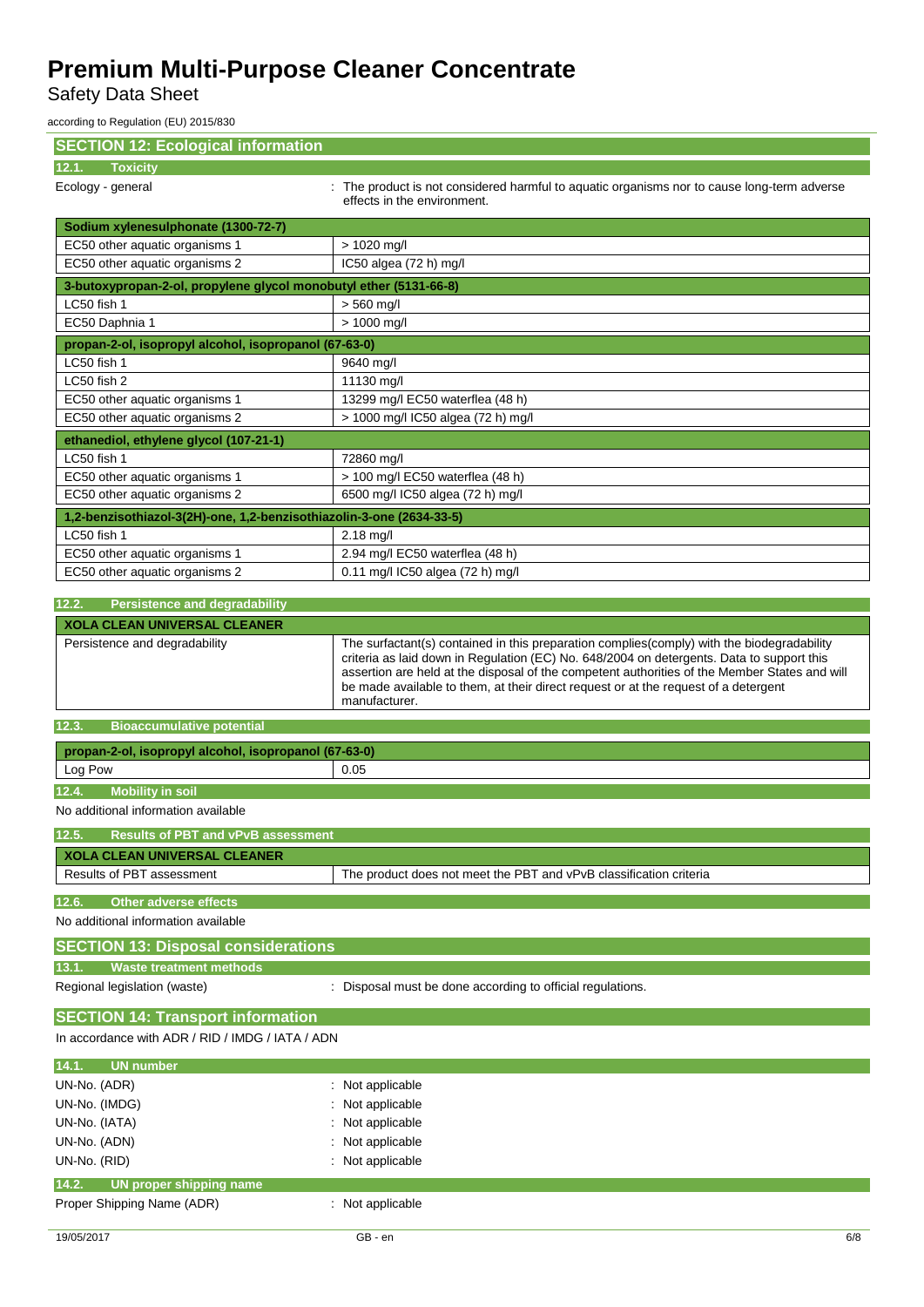## SECTION 12: Ecological information

### 12.1. Toxicity

Ecology - general : The product is not considered harmful to aquatic organisms nor to cause long-term adverse effects in the environment.

| Sodium xylenesulphonate (1300-72-7) | |
|---|---|
| EC50 other aquatic organisms 1 | > 1020 mg/l |
| EC50 other aquatic organisms 2 | IC50 algea (72 h) mg/l |
| **3-butoxypropan-2-ol, propylene glycol monobutyl ether (5131-66-8)** | |
| LC50 fish 1 | > 560 mg/l |
| EC50 Daphnia 1 | > 1000 mg/l |
| **propan-2-ol, isopropyl alcohol, isopropanol (67-63-0)** | |
| LC50 fish 1 | 9640 mg/l |
| LC50 fish 2 | 11130 mg/l |
| EC50 other aquatic organisms 1 | 13299 mg/l EC50 waterflea (48 h) |
| EC50 other aquatic organisms 2 | > 1000 mg/l IC50 algea (72 h) mg/l |
| **ethanediol, ethylene glycol (107-21-1)** | |
| LC50 fish 1 | 72860 mg/l |
| EC50 other aquatic organisms 1 | > 100 mg/l EC50 waterflea (48 h) |
| EC50 other aquatic organisms 2 | 6500 mg/l IC50 algea (72 h) mg/l |
| **1,2-benzisothiazol-3(2H)-one, 1,2-benzisothiazolin-3-one (2634-33-5)** | |
| LC50 fish 1 | 2.18 mg/l |
| EC50 other aquatic organisms 1 | 2.94 mg/l EC50 waterflea (48 h) |
| EC50 other aquatic organisms 2 | 0.11 mg/l IC50 algea (72 h) mg/l |

### 12.2. Persistence and degradability

| XOLA CLEAN UNIVERSAL CLEANER | |
|---|---|
| Persistence and degradability | The surfactant(s) contained in this preparation complies(comply) with the biodegradability criteria as laid down in Regulation (EC) No. 648/2004 on detergents. Data to support this assertion are held at the disposal of the competent authorities of the Member States and will be made available to them, at their direct request or at the request of a detergent manufacturer. |

### 12.3. Bioaccumulative potential

| propan-2-ol, isopropyl alcohol, isopropanol (67-63-0) | |
|---|---|
| Log Pow | 0.05 |

### 12.4. Mobility in soil

No additional information available

### 12.5. Results of PBT and vPvB assessment

| XOLA CLEAN UNIVERSAL CLEANER | |
|---|---|
| Results of PBT assessment | The product does not meet the PBT and vPvB classification criteria |

### 12.6. Other adverse effects

No additional information available

## SECTION 13: Disposal considerations

### 13.1. Waste treatment methods

Regional legislation (waste) : Disposal must be done according to official regulations.

## SECTION 14: Transport information

In accordance with ADR / RID / IMDG / IATA / ADN

### 14.1. UN number

UN-No. (ADR) : Not applicable

UN-No. (IMDG) : Not applicable

UN-No. (IATA) : Not applicable

UN-No. (ADN) : Not applicable

UN-No. (RID) : Not applicable

### 14.2. UN proper shipping name

Proper Shipping Name (ADR) : Not applicable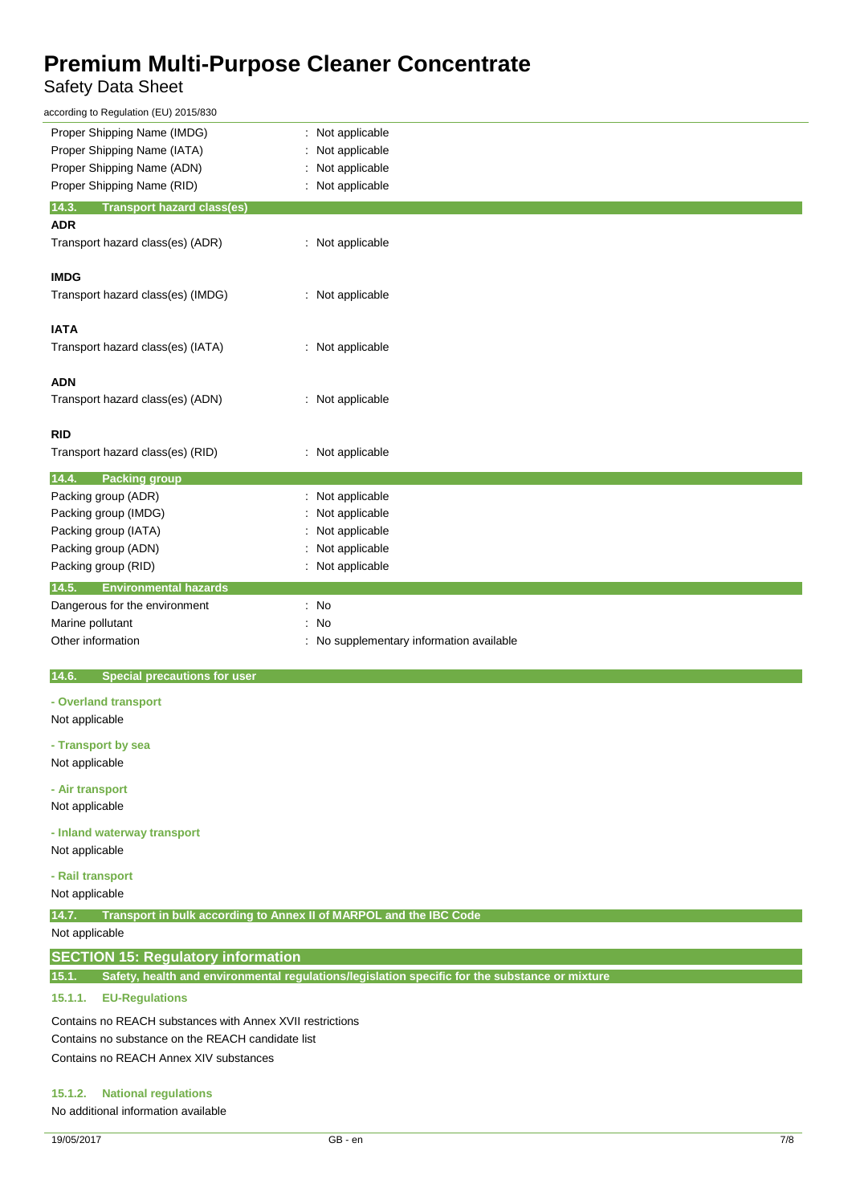| | |
|---|---|
| Proper Shipping Name (IMDG) | : Not applicable |
| Proper Shipping Name (IATA) | : Not applicable |
| Proper Shipping Name (ADN) | : Not applicable |
| Proper Shipping Name (RID) | : Not applicable |

### 14.3. Transport hazard class(es)

**ADR**

| | |
|---|---|
| Transport hazard class(es) (ADR) | : Not applicable |

**IMDG**

| | |
|---|---|
| Transport hazard class(es) (IMDG) | : Not applicable |

**IATA**

| | |
|---|---|
| Transport hazard class(es) (IATA) | : Not applicable |

**ADN**

| | |
|---|---|
| Transport hazard class(es) (ADN) | : Not applicable |

**RID**

| | |
|---|---|
| Transport hazard class(es) (RID) | : Not applicable |

### 14.4. Packing group

| | |
|---|---|
| Packing group (ADR) | : Not applicable |
| Packing group (IMDG) | : Not applicable |
| Packing group (IATA) | : Not applicable |
| Packing group (ADN) | : Not applicable |
| Packing group (RID) | : Not applicable |

### 14.5. Environmental hazards

| | |
|---|---|
| Dangerous for the environment | : No |
| Marine pollutant | : No |
| Other information | : No supplementary information available |

### 14.6. Special precautions for user

**- Overland transport**

Not applicable

**- Transport by sea**

Not applicable

**- Air transport**

Not applicable

**- Inland waterway transport**

Not applicable

**- Rail transport**

Not applicable

### 14.7. Transport in bulk according to Annex II of MARPOL and the IBC Code

Not applicable

## SECTION 15: Regulatory information

### 15.1. Safety, health and environmental regulations/legislation specific for the substance or mixture

#### 15.1.1. EU-Regulations

Contains no REACH substances with Annex XVII restrictions

Contains no substance on the REACH candidate list

Contains no REACH Annex XIV substances

#### 15.1.2. National regulations

No additional information available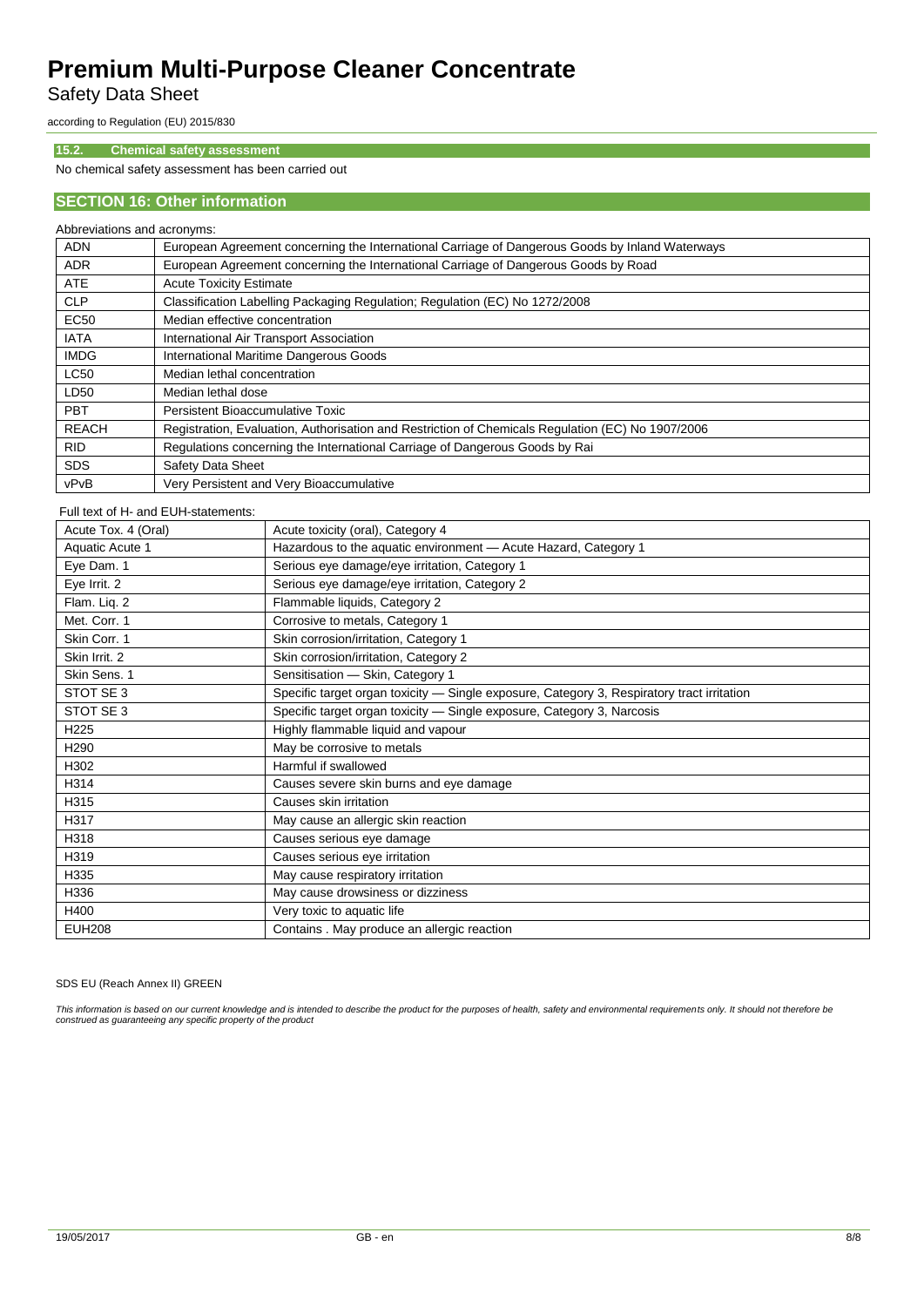### 15.2. Chemical safety assessment

No chemical safety assessment has been carried out

## SECTION 16: Other information

Abbreviations and acronyms:

| | |
|---|---|
| ADN | European Agreement concerning the International Carriage of Dangerous Goods by Inland Waterways |
| ADR | European Agreement concerning the International Carriage of Dangerous Goods by Road |
| ATE | Acute Toxicity Estimate |
| CLP | Classification Labelling Packaging Regulation; Regulation (EC) No 1272/2008 |
| EC50 | Median effective concentration |
| IATA | International Air Transport Association |
| IMDG | International Maritime Dangerous Goods |
| LC50 | Median lethal concentration |
| LD50 | Median lethal dose |
| PBT | Persistent Bioaccumulative Toxic |
| REACH | Registration, Evaluation, Authorisation and Restriction of Chemicals Regulation (EC) No 1907/2006 |
| RID | Regulations concerning the International Carriage of Dangerous Goods by Rai |
| SDS | Safety Data Sheet |
| vPvB | Very Persistent and Very Bioaccumulative |

Full text of H- and EUH-statements:

| | |
|---|---|
| Acute Tox. 4 (Oral) | Acute toxicity (oral), Category 4 |
| Aquatic Acute 1 | Hazardous to the aquatic environment — Acute Hazard, Category 1 |
| Eye Dam. 1 | Serious eye damage/eye irritation, Category 1 |
| Eye Irrit. 2 | Serious eye damage/eye irritation, Category 2 |
| Flam. Liq. 2 | Flammable liquids, Category 2 |
| Met. Corr. 1 | Corrosive to metals, Category 1 |
| Skin Corr. 1 | Skin corrosion/irritation, Category 1 |
| Skin Irrit. 2 | Skin corrosion/irritation, Category 2 |
| Skin Sens. 1 | Sensitisation — Skin, Category 1 |
| STOT SE 3 | Specific target organ toxicity — Single exposure, Category 3, Respiratory tract irritation |
| STOT SE 3 | Specific target organ toxicity — Single exposure, Category 3, Narcosis |
| H225 | Highly flammable liquid and vapour |
| H290 | May be corrosive to metals |
| H302 | Harmful if swallowed |
| H314 | Causes severe skin burns and eye damage |
| H315 | Causes skin irritation |
| H317 | May cause an allergic skin reaction |
| H318 | Causes serious eye damage |
| H319 | Causes serious eye irritation |
| H335 | May cause respiratory irritation |
| H336 | May cause drowsiness or dizziness |
| H400 | Very toxic to aquatic life |
| EUH208 | Contains . May produce an allergic reaction |

SDS EU (Reach Annex II) GREEN

*This information is based on our current knowledge and is intended to describe the product for the purposes of health, safety and environmental requirements only. It should not therefore be construed as guaranteeing any specific property of the product*